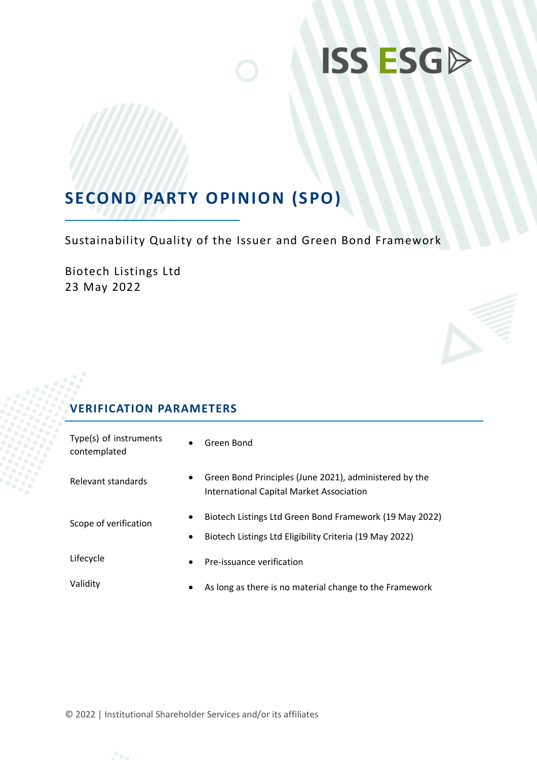ISS ESG

# SECOND PARTY OPINION (SPO)

Sustainability Quality of the Issuer and Green Bond Framework

Biotech Listings Ltd
23 May 2022

## VERIFICATION PARAMETERS

| | |
|---|---|
| Type(s) of instruments contemplated | • Green Bond |
| Relevant standards | • Green Bond Principles (June 2021), administered by the International Capital Market Association |
| Scope of verification | • Biotech Listings Ltd Green Bond Framework (19 May 2022)<br>• Biotech Listings Ltd Eligibility Criteria (19 May 2022) |
| Lifecycle | • Pre-issuance verification |
| Validity | • As long as there is no material change to the Framework |

© 2022 | Institutional Shareholder Services and/or its affiliates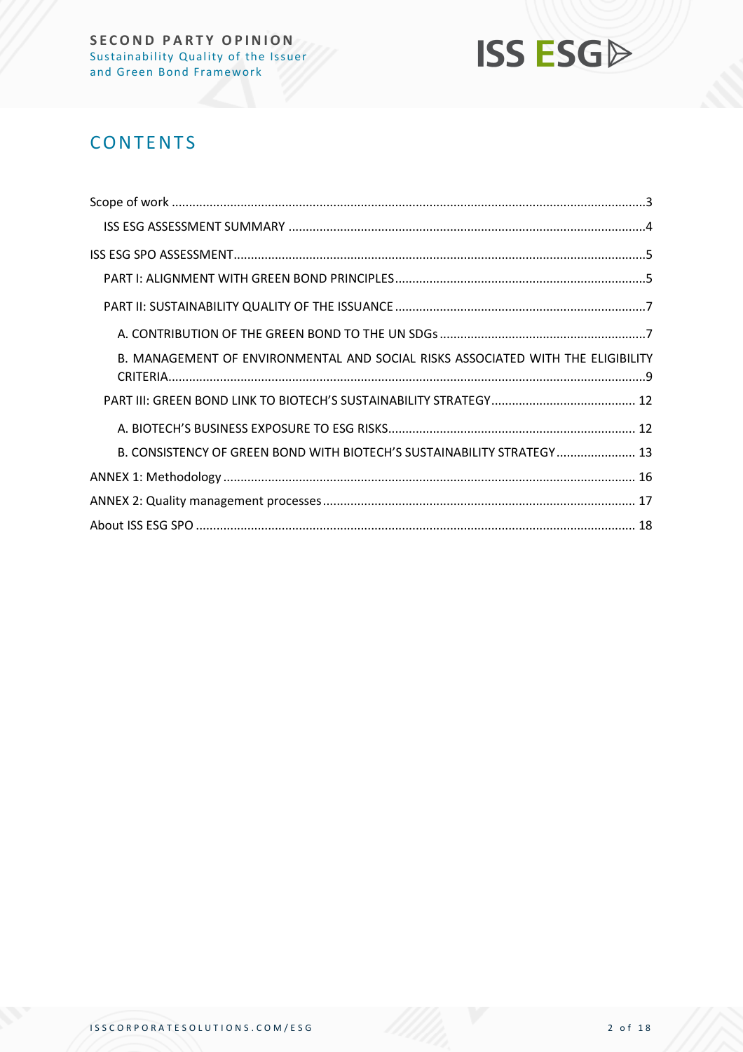# CONTENTS

Scope of work ........................................................................................................................................3

ISS ESG ASSESSMENT SUMMARY .......................................................................................................4

ISS ESG SPO ASSESSMENT......................................................................................................................5

PART I: ALIGNMENT WITH GREEN BOND PRINCIPLES........................................................................5

PART II: SUSTAINABILITY QUALITY OF THE ISSUANCE ........................................................................7

A. CONTRIBUTION OF THE GREEN BOND TO THE UN SDGs ...........................................................7

B. MANAGEMENT OF ENVIRONMENTAL AND SOCIAL RISKS ASSOCIATED WITH THE ELIGIBILITY CRITERIA.........................................................................................................................................9

PART III: GREEN BOND LINK TO BIOTECH'S SUSTAINABILITY STRATEGY.......................................... 12

A. BIOTECH'S BUSINESS EXPOSURE TO ESG RISKS....................................................................... 12

B. CONSISTENCY OF GREEN BOND WITH BIOTECH'S SUSTAINABILITY STRATEGY....................... 13

ANNEX 1: Methodology ....................................................................................................................... 16

ANNEX 2: Quality management processes.......................................................................................... 17

About ISS ESG SPO .............................................................................................................................. 18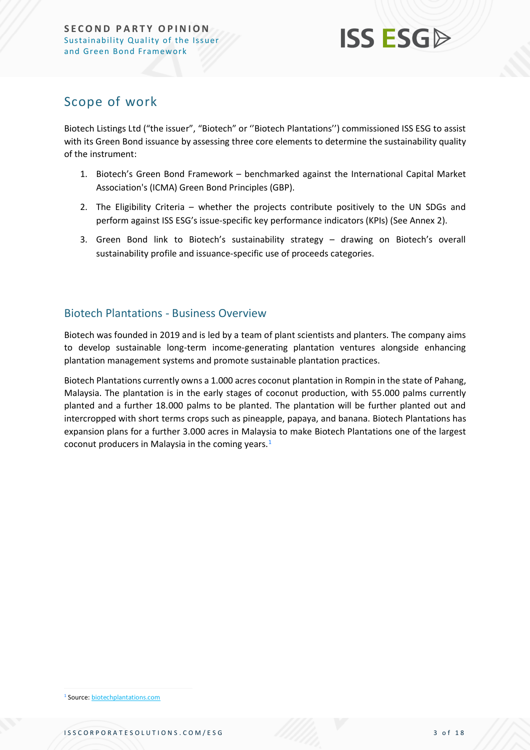## Scope of work

Biotech Listings Ltd ("the issuer", "Biotech" or ''Biotech Plantations'') commissioned ISS ESG to assist with its Green Bond issuance by assessing three core elements to determine the sustainability quality of the instrument:

1. Biotech's Green Bond Framework – benchmarked against the International Capital Market Association's (ICMA) Green Bond Principles (GBP).
2. The Eligibility Criteria – whether the projects contribute positively to the UN SDGs and perform against ISS ESG's issue-specific key performance indicators (KPIs) (See Annex 2).
3. Green Bond link to Biotech's sustainability strategy – drawing on Biotech's overall sustainability profile and issuance-specific use of proceeds categories.

### Biotech Plantations - Business Overview

Biotech was founded in 2019 and is led by a team of plant scientists and planters. The company aims to develop sustainable long-term income-generating plantation ventures alongside enhancing plantation management systems and promote sustainable plantation practices.

Biotech Plantations currently owns a 1.000 acres coconut plantation in Rompin in the state of Pahang, Malaysia. The plantation is in the early stages of coconut production, with 55.000 palms currently planted and a further 18.000 palms to be planted. The plantation will be further planted out and intercropped with short terms crops such as pineapple, papaya, and banana. Biotech Plantations has expansion plans for a further 3.000 acres in Malaysia to make Biotech Plantations one of the largest coconut producers in Malaysia in the coming years.[1]

[1] Source: biotechplantations.com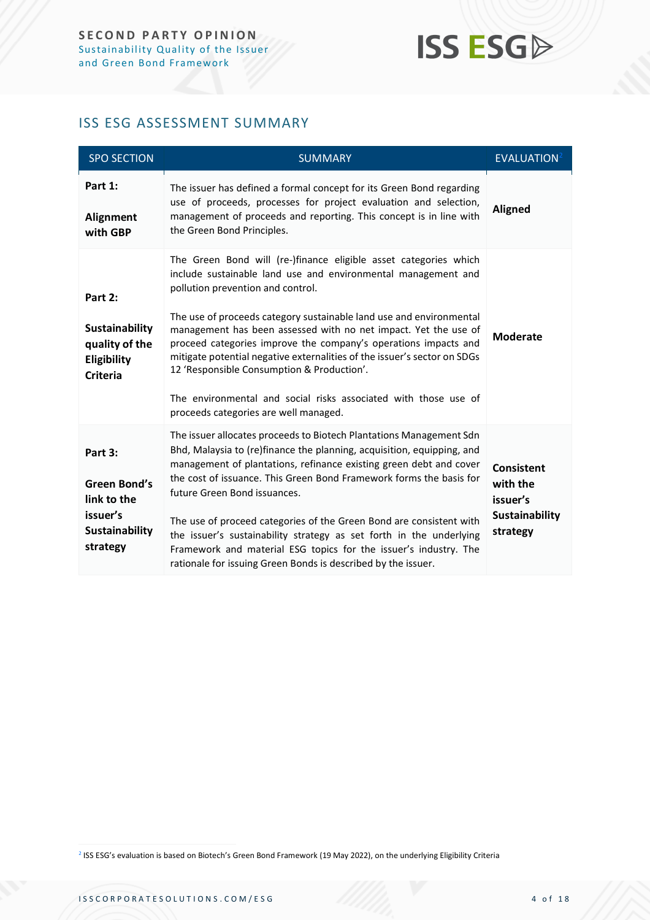## ISS ESG ASSESSMENT SUMMARY

| SPO SECTION | SUMMARY | EVALUATION[2] |
|---|---|---|
| **Part 1:** **Alignment with GBP** | The issuer has defined a formal concept for its Green Bond regarding use of proceeds, processes for project evaluation and selection, management of proceeds and reporting. This concept is in line with the Green Bond Principles. | **Aligned** |
| **Part 2:** **Sustainability quality of the Eligibility Criteria** | The Green Bond will (re-)finance eligible asset categories which include sustainable land use and environmental management and pollution prevention and control. The use of proceeds category sustainable land use and environmental management has been assessed with no net impact. Yet the use of proceed categories improve the company's operations impacts and mitigate potential negative externalities of the issuer's sector on SDGs 12 'Responsible Consumption & Production'. The environmental and social risks associated with those use of proceeds categories are well managed. | **Moderate** |
| **Part 3:** **Green Bond's link to the issuer's Sustainability strategy** | The issuer allocates proceeds to Biotech Plantations Management Sdn Bhd, Malaysia to (re)finance the planning, acquisition, equipping, and management of plantations, refinance existing green debt and cover the cost of issuance. This Green Bond Framework forms the basis for future Green Bond issuances. The use of proceed categories of the Green Bond are consistent with the issuer's sustainability strategy as set forth in the underlying Framework and material ESG topics for the issuer's industry. The rationale for issuing Green Bonds is described by the issuer. | **Consistent with the issuer's Sustainability strategy** |

[2] ISS ESG's evaluation is based on Biotech's Green Bond Framework (19 May 2022), on the underlying Eligibility Criteria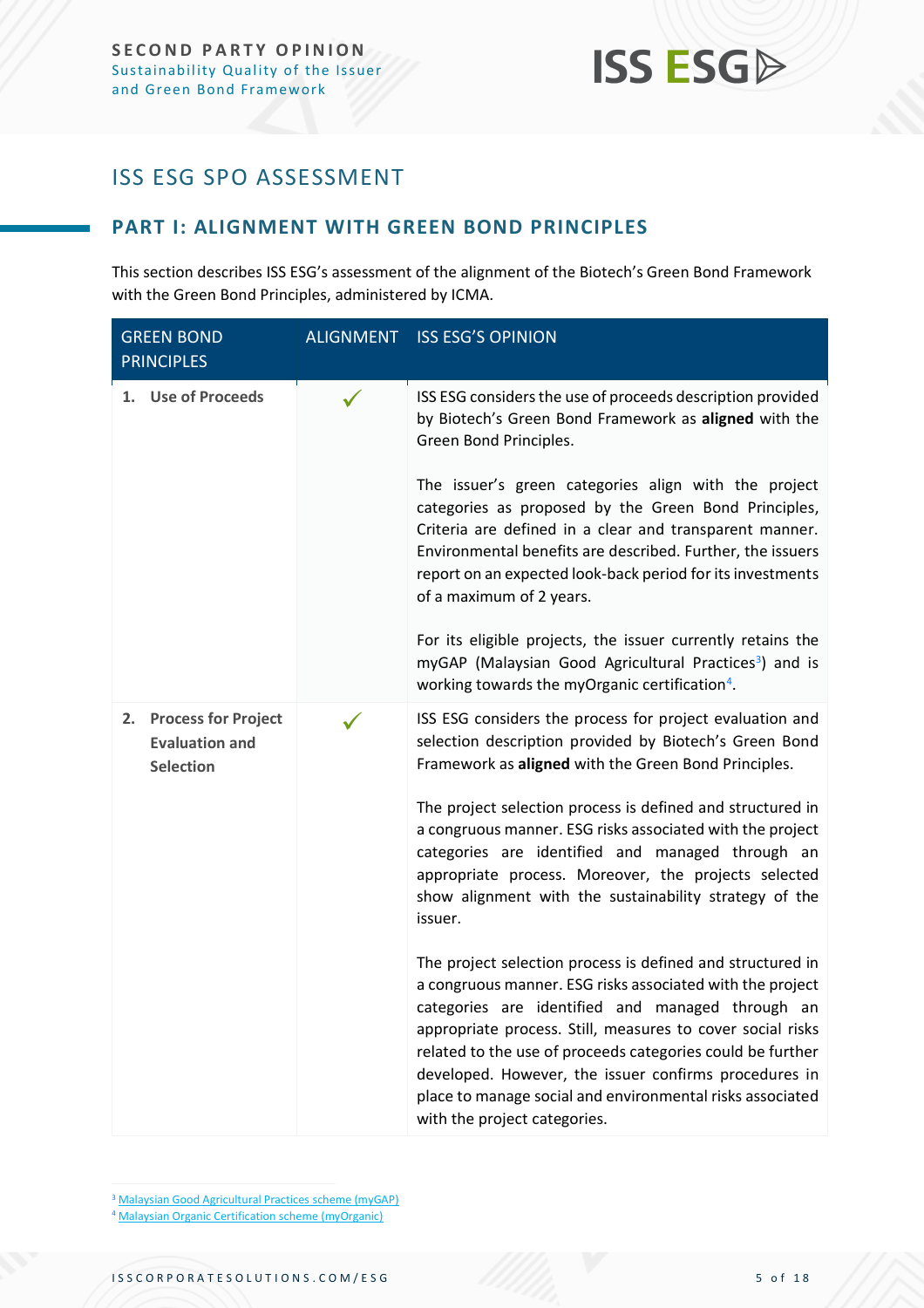# ISS ESG SPO ASSESSMENT

## PART I: ALIGNMENT WITH GREEN BOND PRINCIPLES

This section describes ISS ESG's assessment of the alignment of the Biotech's Green Bond Framework with the Green Bond Principles, administered by ICMA.

| GREEN BOND PRINCIPLES | ALIGNMENT | ISS ESG'S OPINION |
|---|---|---|
| **1. Use of Proceeds** | ✓ | ISS ESG considers the use of proceeds description provided by Biotech's Green Bond Framework as **aligned** with the Green Bond Principles.<br><br>The issuer's green categories align with the project categories as proposed by the Green Bond Principles, Criteria are defined in a clear and transparent manner. Environmental benefits are described. Further, the issuers report on an expected look-back period for its investments of a maximum of 2 years.<br><br>For its eligible projects, the issuer currently retains the myGAP (Malaysian Good Agricultural Practices[3]) and is working towards the myOrganic certification[4]. |
| **2. Process for Project Evaluation and Selection** | ✓ | ISS ESG considers the process for project evaluation and selection description provided by Biotech's Green Bond Framework as **aligned** with the Green Bond Principles.<br><br>The project selection process is defined and structured in a congruous manner. ESG risks associated with the project categories are identified and managed through an appropriate process. Moreover, the projects selected show alignment with the sustainability strategy of the issuer.<br><br>The project selection process is defined and structured in a congruous manner. ESG risks associated with the project categories are identified and managed through an appropriate process. Still, measures to cover social risks related to the use of proceeds categories could be further developed. However, the issuer confirms procedures in place to manage social and environmental risks associated with the project categories. |

[3] Malaysian Good Agricultural Practices scheme (myGAP)

[4] Malaysian Organic Certification scheme (myOrganic)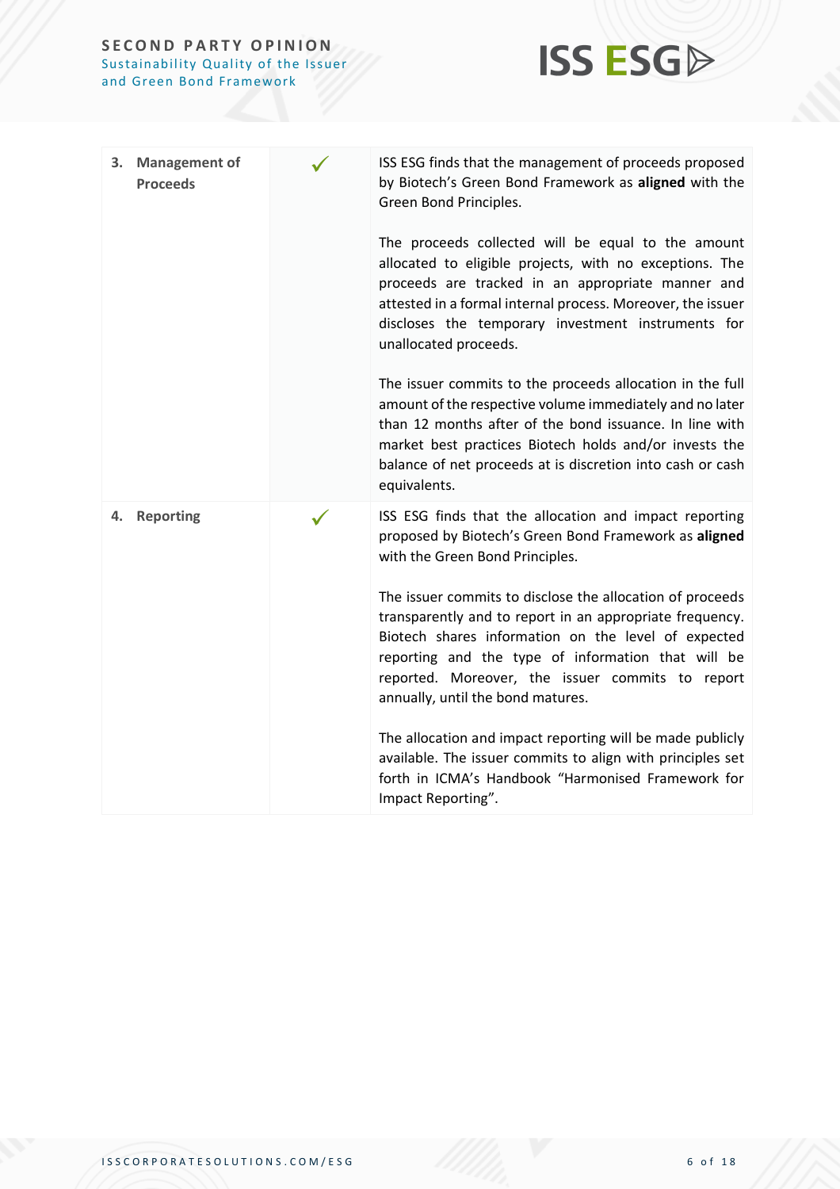| | | |
|---|---|---|
| **3. Management of Proceeds** | ✓ | ISS ESG finds that the management of proceeds proposed by Biotech's Green Bond Framework as **aligned** with the Green Bond Principles.<br><br>The proceeds collected will be equal to the amount allocated to eligible projects, with no exceptions. The proceeds are tracked in an appropriate manner and attested in a formal internal process. Moreover, the issuer discloses the temporary investment instruments for unallocated proceeds.<br><br>The issuer commits to the proceeds allocation in the full amount of the respective volume immediately and no later than 12 months after of the bond issuance. In line with market best practices Biotech holds and/or invests the balance of net proceeds at is discretion into cash or cash equivalents. |
| **4. Reporting** | ✓ | ISS ESG finds that the allocation and impact reporting proposed by Biotech's Green Bond Framework as **aligned** with the Green Bond Principles.<br><br>The issuer commits to disclose the allocation of proceeds transparently and to report in an appropriate frequency. Biotech shares information on the level of expected reporting and the type of information that will be reported. Moreover, the issuer commits to report annually, until the bond matures.<br><br>The allocation and impact reporting will be made publicly available. The issuer commits to align with principles set forth in ICMA's Handbook "Harmonised Framework for Impact Reporting". |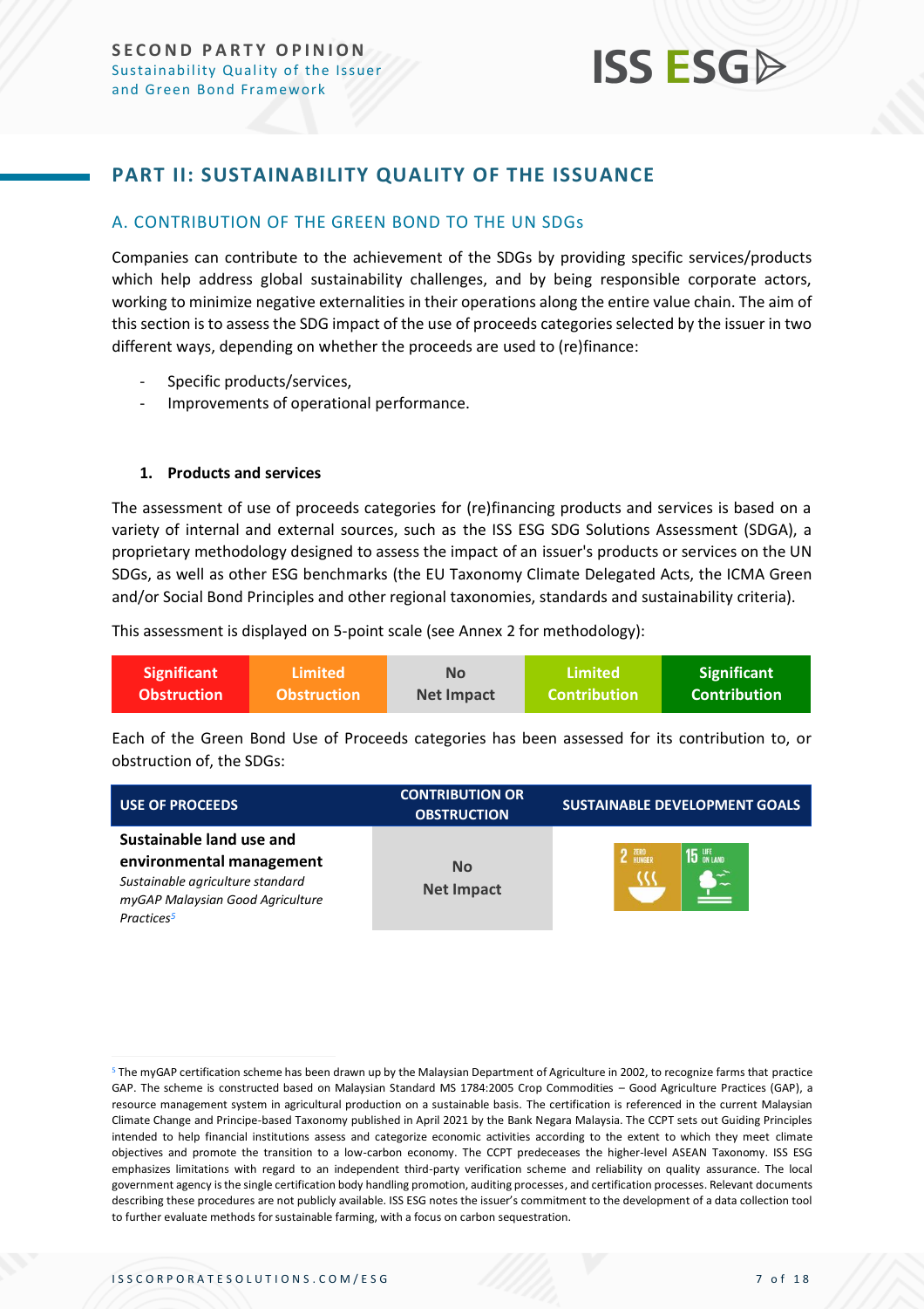## PART II: SUSTAINABILITY QUALITY OF THE ISSUANCE

### A. CONTRIBUTION OF THE GREEN BOND TO THE UN SDGs

Companies can contribute to the achievement of the SDGs by providing specific services/products which help address global sustainability challenges, and by being responsible corporate actors, working to minimize negative externalities in their operations along the entire value chain. The aim of this section is to assess the SDG impact of the use of proceeds categories selected by the issuer in two different ways, depending on whether the proceeds are used to (re)finance:

- Specific products/services,
- Improvements of operational performance.

#### 1. Products and services

The assessment of use of proceeds categories for (re)financing products and services is based on a variety of internal and external sources, such as the ISS ESG SDG Solutions Assessment (SDGA), a proprietary methodology designed to assess the impact of an issuer's products or services on the UN SDGs, as well as other ESG benchmarks (the EU Taxonomy Climate Delegated Acts, the ICMA Green and/or Social Bond Principles and other regional taxonomies, standards and sustainability criteria).

This assessment is displayed on 5-point scale (see Annex 2 for methodology):

| Significant Obstruction | Limited Obstruction | No Net Impact | Limited Contribution | Significant Contribution |
|---|---|---|---|---|

Each of the Green Bond Use of Proceeds categories has been assessed for its contribution to, or obstruction of, the SDGs:

| USE OF PROCEEDS | CONTRIBUTION OR OBSTRUCTION | SUSTAINABLE DEVELOPMENT GOALS |
|---|---|---|
| **Sustainable land use and environmental management** *Sustainable agriculture standard myGAP Malaysian Good Agriculture Practices*[5] | No Net Impact | 2 Zero Hunger; 15 Life on Land |

[5] The myGAP certification scheme has been drawn up by the Malaysian Department of Agriculture in 2002, to recognize farms that practice GAP. The scheme is constructed based on Malaysian Standard MS 1784:2005 Crop Commodities – Good Agriculture Practices (GAP), a resource management system in agricultural production on a sustainable basis. The certification is referenced in the current Malaysian Climate Change and Principe-based Taxonomy published in April 2021 by the Bank Negara Malaysia. The CCPT sets out Guiding Principles intended to help financial institutions assess and categorize economic activities according to the extent to which they meet climate objectives and promote the transition to a low-carbon economy. The CCPT predeceases the higher-level ASEAN Taxonomy. ISS ESG emphasizes limitations with regard to an independent third-party verification scheme and reliability on quality assurance. The local government agency is the single certification body handling promotion, auditing processes, and certification processes. Relevant documents describing these procedures are not publicly available. ISS ESG notes the issuer's commitment to the development of a data collection tool to further evaluate methods for sustainable farming, with a focus on carbon sequestration.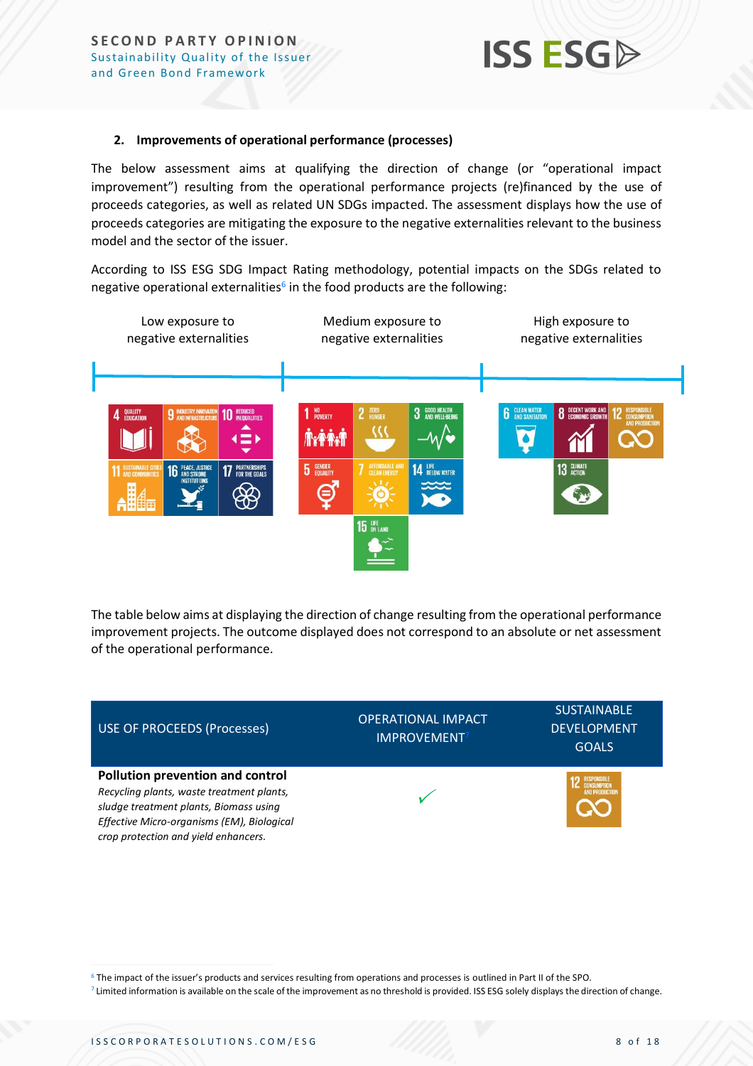## 2. Improvements of operational performance (processes)

The below assessment aims at qualifying the direction of change (or "operational impact improvement") resulting from the operational performance projects (re)financed by the use of proceeds categories, as well as related UN SDGs impacted. The assessment displays how the use of proceeds categories are mitigating the exposure to the negative externalities relevant to the business model and the sector of the issuer.

According to ISS ESG SDG Impact Rating methodology, potential impacts on the SDGs related to negative operational externalities[6] in the food products are the following:

| Low exposure to negative externalities | Medium exposure to negative externalities | High exposure to negative externalities |
|---|---|---|
| 4 Quality Education; 9 Industry, Innovation and Infrastructure; 10 Reduced Inequalities; 11 Sustainable Cities and Communities; 16 Peace, Justice and Strong Institutions; 17 Partnerships for the Goals | 1 No Poverty; 2 Zero Hunger; 3 Good Health and Well-Being; 5 Gender Equality; 7 Affordable and Clean Energy; 14 Life Below Water; 15 Life on Land | 6 Clean Water and Sanitation; 8 Decent Work and Economic Growth; 12 Responsible Consumption and Production; 13 Climate Action |

The table below aims at displaying the direction of change resulting from the operational performance improvement projects. The outcome displayed does not correspond to an absolute or net assessment of the operational performance.

| USE OF PROCEEDS (Processes) | OPERATIONAL IMPACT IMPROVEMENT[7] | SUSTAINABLE DEVELOPMENT GOALS |
|---|---|---|
| **Pollution prevention and control**<br>*Recycling plants, waste treatment plants, sludge treatment plants, Biomass using Effective Micro-organisms (EM), Biological crop protection and yield enhancers.* | ✓ | 12 Responsible Consumption and Production |

[6] The impact of the issuer's products and services resulting from operations and processes is outlined in Part II of the SPO.

[7] Limited information is available on the scale of the improvement as no threshold is provided. ISS ESG solely displays the direction of change.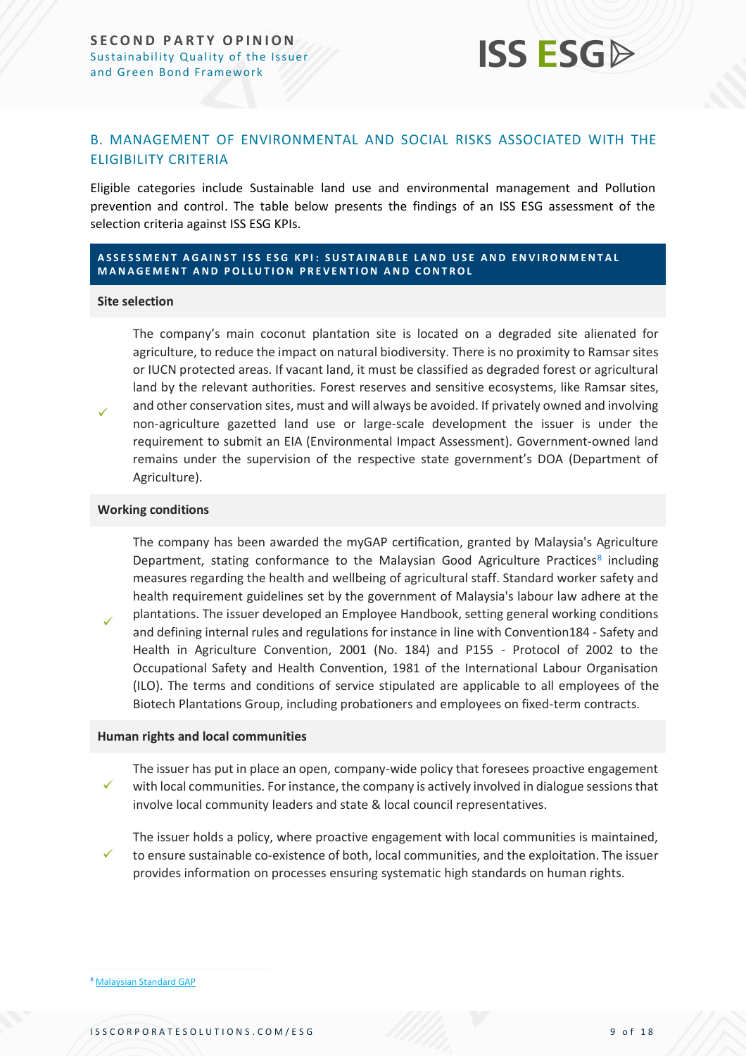## B. MANAGEMENT OF ENVIRONMENTAL AND SOCIAL RISKS ASSOCIATED WITH THE ELIGIBILITY CRITERIA

Eligible categories include Sustainable land use and environmental management and Pollution prevention and control. The table below presents the findings of an ISS ESG assessment of the selection criteria against ISS ESG KPIs.

| ASSESSMENT AGAINST ISS ESG KPI: SUSTAINABLE LAND USE AND ENVIRONMENTAL MANAGEMENT AND POLLUTION PREVENTION AND CONTROL | |
|---|---|
| **Site selection** | |
| ✓ | The company's main coconut plantation site is located on a degraded site alienated for agriculture, to reduce the impact on natural biodiversity. There is no proximity to Ramsar sites or IUCN protected areas. If vacant land, it must be classified as degraded forest or agricultural land by the relevant authorities. Forest reserves and sensitive ecosystems, like Ramsar sites, and other conservation sites, must and will always be avoided. If privately owned and involving non-agriculture gazetted land use or large-scale development the issuer is under the requirement to submit an EIA (Environmental Impact Assessment). Government-owned land remains under the supervision of the respective state government's DOA (Department of Agriculture). |
| **Working conditions** | |
| ✓ | The company has been awarded the myGAP certification, granted by Malaysia's Agriculture Department, stating conformance to the Malaysian Good Agriculture Practices[8] including measures regarding the health and wellbeing of agricultural staff. Standard worker safety and health requirement guidelines set by the government of Malaysia's labour law adhere at the plantations. The issuer developed an Employee Handbook, setting general working conditions and defining internal rules and regulations for instance in line with Convention184 - Safety and Health in Agriculture Convention, 2001 (No. 184) and P155 - Protocol of 2002 to the Occupational Safety and Health Convention, 1981 of the International Labour Organisation (ILO). The terms and conditions of service stipulated are applicable to all employees of the Biotech Plantations Group, including probationers and employees on fixed-term contracts. |
| **Human rights and local communities** | |
| ✓ | The issuer has put in place an open, company-wide policy that foresees proactive engagement with local communities. For instance, the company is actively involved in dialogue sessions that involve local community leaders and state & local council representatives. |
| ✓ | The issuer holds a policy, where proactive engagement with local communities is maintained, to ensure sustainable co-existence of both, local communities, and the exploitation. The issuer provides information on processes ensuring systematic high standards on human rights. |

[8] Malaysian Standard GAP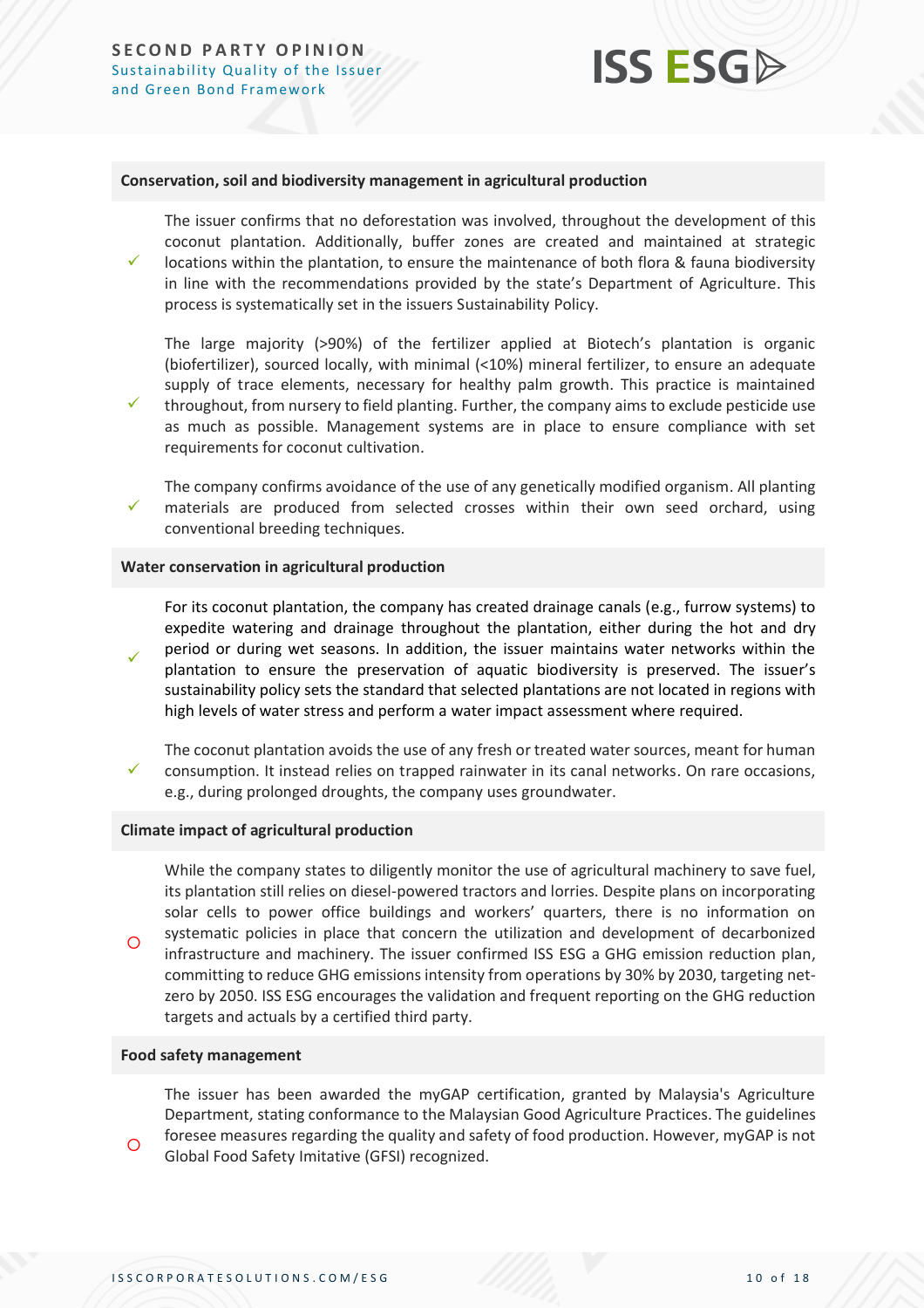| Conservation, soil and biodiversity management in agricultural production | |
|---|---|
| ✓ | The issuer confirms that no deforestation was involved, throughout the development of this coconut plantation. Additionally, buffer zones are created and maintained at strategic locations within the plantation, to ensure the maintenance of both flora & fauna biodiversity in line with the recommendations provided by the state's Department of Agriculture. This process is systematically set in the issuers Sustainability Policy. |
| ✓ | The large majority (>90%) of the fertilizer applied at Biotech's plantation is organic (biofertilizer), sourced locally, with minimal (<10%) mineral fertilizer, to ensure an adequate supply of trace elements, necessary for healthy palm growth. This practice is maintained throughout, from nursery to field planting. Further, the company aims to exclude pesticide use as much as possible. Management systems are in place to ensure compliance with set requirements for coconut cultivation. |
| ✓ | The company confirms avoidance of the use of any genetically modified organism. All planting materials are produced from selected crosses within their own seed orchard, using conventional breeding techniques. |

| Water conservation in agricultural production | |
|---|---|
| ✓ | For its coconut plantation, the company has created drainage canals (e.g., furrow systems) to expedite watering and drainage throughout the plantation, either during the hot and dry period or during wet seasons. In addition, the issuer maintains water networks within the plantation to ensure the preservation of aquatic biodiversity is preserved. The issuer's sustainability policy sets the standard that selected plantations are not located in regions with high levels of water stress and perform a water impact assessment where required. |
| ✓ | The coconut plantation avoids the use of any fresh or treated water sources, meant for human consumption. It instead relies on trapped rainwater in its canal networks. On rare occasions, e.g., during prolonged droughts, the company uses groundwater. |

| Climate impact of agricultural production | |
|---|---|
| ○ | While the company states to diligently monitor the use of agricultural machinery to save fuel, its plantation still relies on diesel-powered tractors and lorries. Despite plans on incorporating solar cells to power office buildings and workers' quarters, there is no information on systematic policies in place that concern the utilization and development of decarbonized infrastructure and machinery. The issuer confirmed ISS ESG a GHG emission reduction plan, committing to reduce GHG emissions intensity from operations by 30% by 2030, targeting net-zero by 2050. ISS ESG encourages the validation and frequent reporting on the GHG reduction targets and actuals by a certified third party. |

| Food safety management | |
|---|---|
| ○ | The issuer has been awarded the myGAP certification, granted by Malaysia's Agriculture Department, stating conformance to the Malaysian Good Agriculture Practices. The guidelines foresee measures regarding the quality and safety of food production. However, myGAP is not Global Food Safety Imitative (GFSI) recognized. |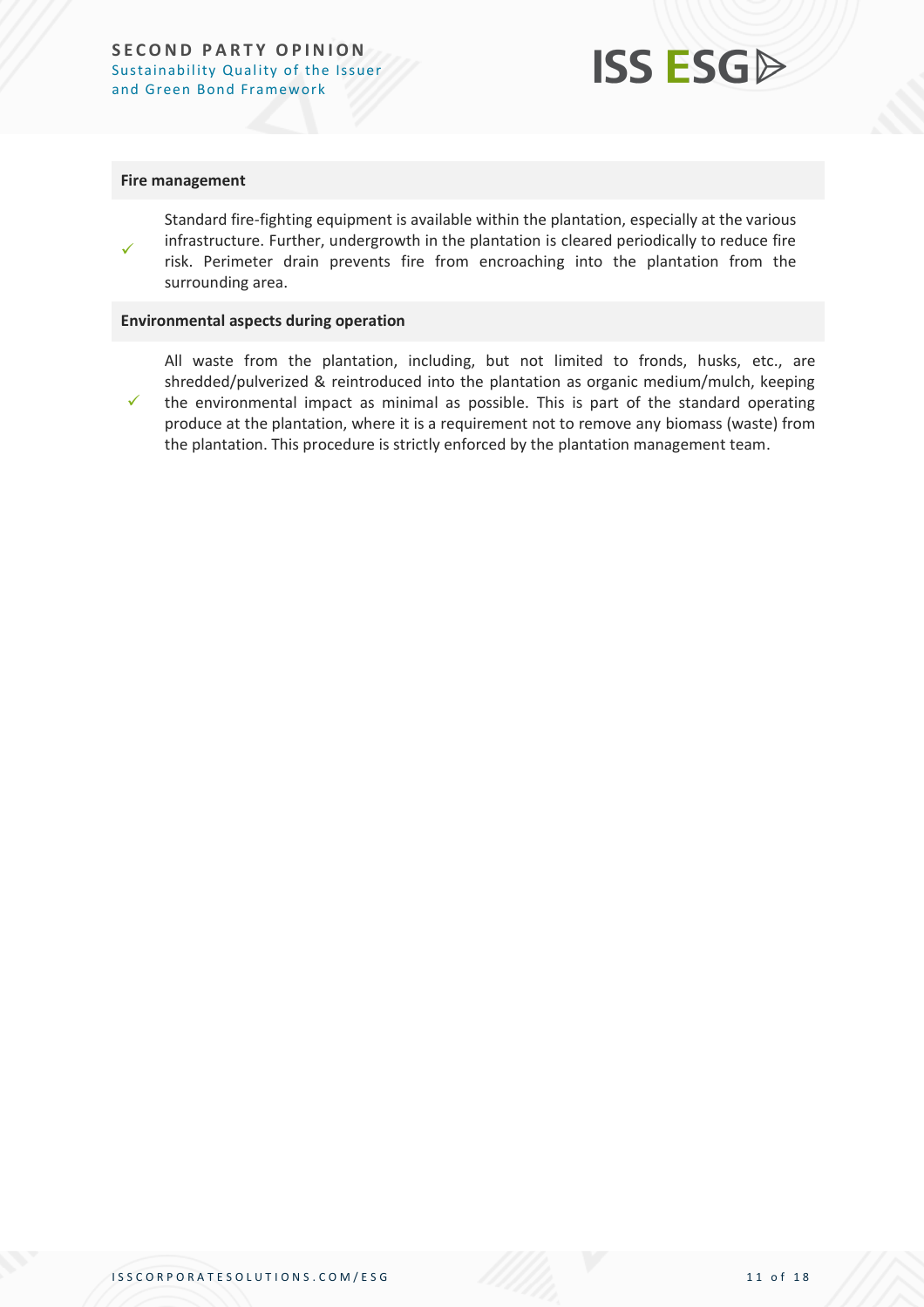| Fire management | |
|---|---|
| ✓ | Standard fire-fighting equipment is available within the plantation, especially at the various infrastructure. Further, undergrowth in the plantation is cleared periodically to reduce fire risk. Perimeter drain prevents fire from encroaching into the plantation from the surrounding area. |

| Environmental aspects during operation | |
|---|---|
| ✓ | All waste from the plantation, including, but not limited to fronds, husks, etc., are shredded/pulverized & reintroduced into the plantation as organic medium/mulch, keeping the environmental impact as minimal as possible. This is part of the standard operating produce at the plantation, where it is a requirement not to remove any biomass (waste) from the plantation. This procedure is strictly enforced by the plantation management team. |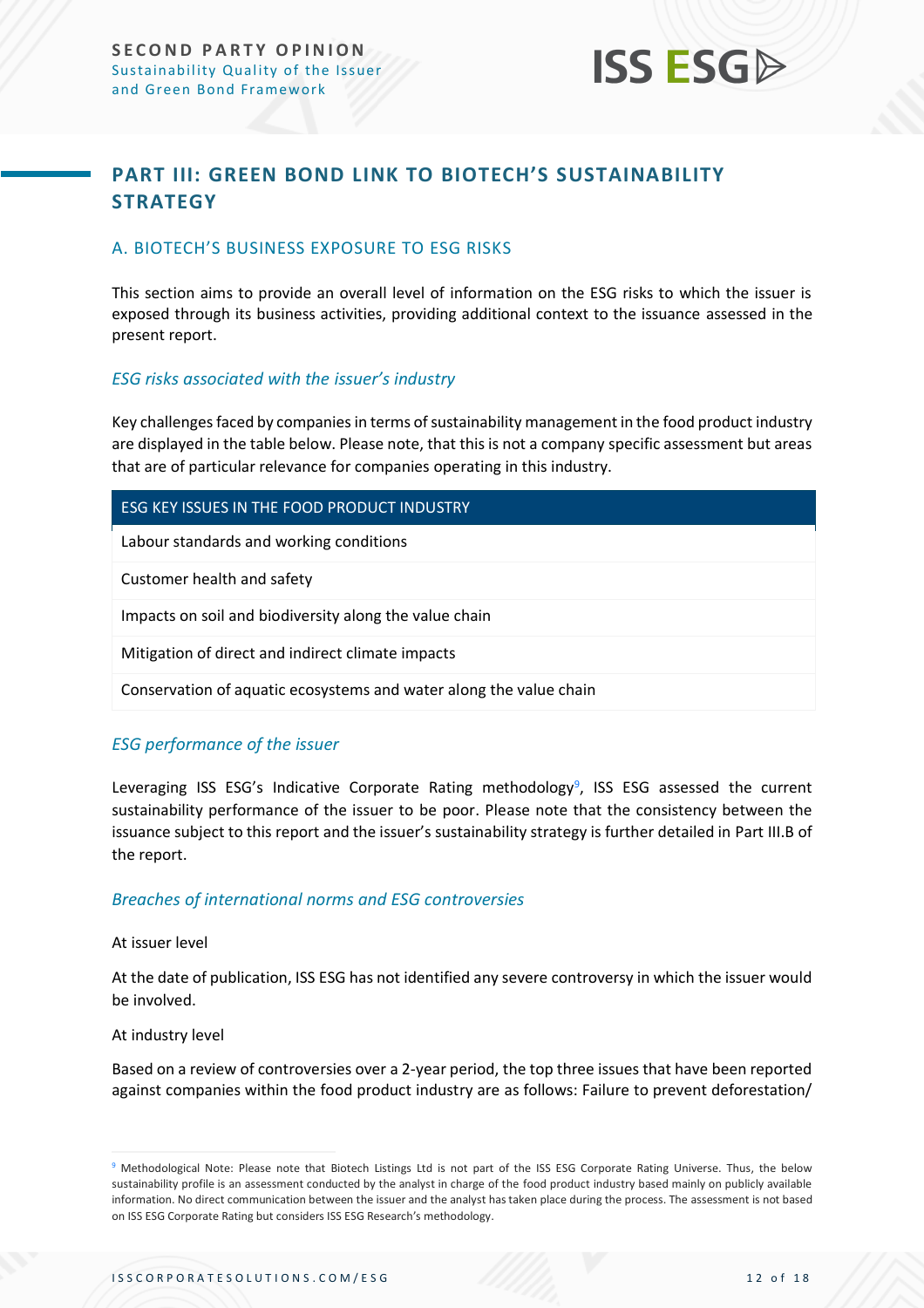## PART III: GREEN BOND LINK TO BIOTECH'S SUSTAINABILITY STRATEGY

### A. BIOTECH'S BUSINESS EXPOSURE TO ESG RISKS

This section aims to provide an overall level of information on the ESG risks to which the issuer is exposed through its business activities, providing additional context to the issuance assessed in the present report.

#### *ESG risks associated with the issuer's industry*

Key challenges faced by companies in terms of sustainability management in the food product industry are displayed in the table below. Please note, that this is not a company specific assessment but areas that are of particular relevance for companies operating in this industry.

| ESG KEY ISSUES IN THE FOOD PRODUCT INDUSTRY |
|---|
| Labour standards and working conditions |
| Customer health and safety |
| Impacts on soil and biodiversity along the value chain |
| Mitigation of direct and indirect climate impacts |
| Conservation of aquatic ecosystems and water along the value chain |

#### *ESG performance of the issuer*

Leveraging ISS ESG's Indicative Corporate Rating methodology[9], ISS ESG assessed the current sustainability performance of the issuer to be poor. Please note that the consistency between the issuance subject to this report and the issuer's sustainability strategy is further detailed in Part III.B of the report.

#### *Breaches of international norms and ESG controversies*

At issuer level

At the date of publication, ISS ESG has not identified any severe controversy in which the issuer would be involved.

At industry level

Based on a review of controversies over a 2-year period, the top three issues that have been reported against companies within the food product industry are as follows: Failure to prevent deforestation/

[9] Methodological Note: Please note that Biotech Listings Ltd is not part of the ISS ESG Corporate Rating Universe. Thus, the below sustainability profile is an assessment conducted by the analyst in charge of the food product industry based mainly on publicly available information. No direct communication between the issuer and the analyst has taken place during the process. The assessment is not based on ISS ESG Corporate Rating but considers ISS ESG Research's methodology.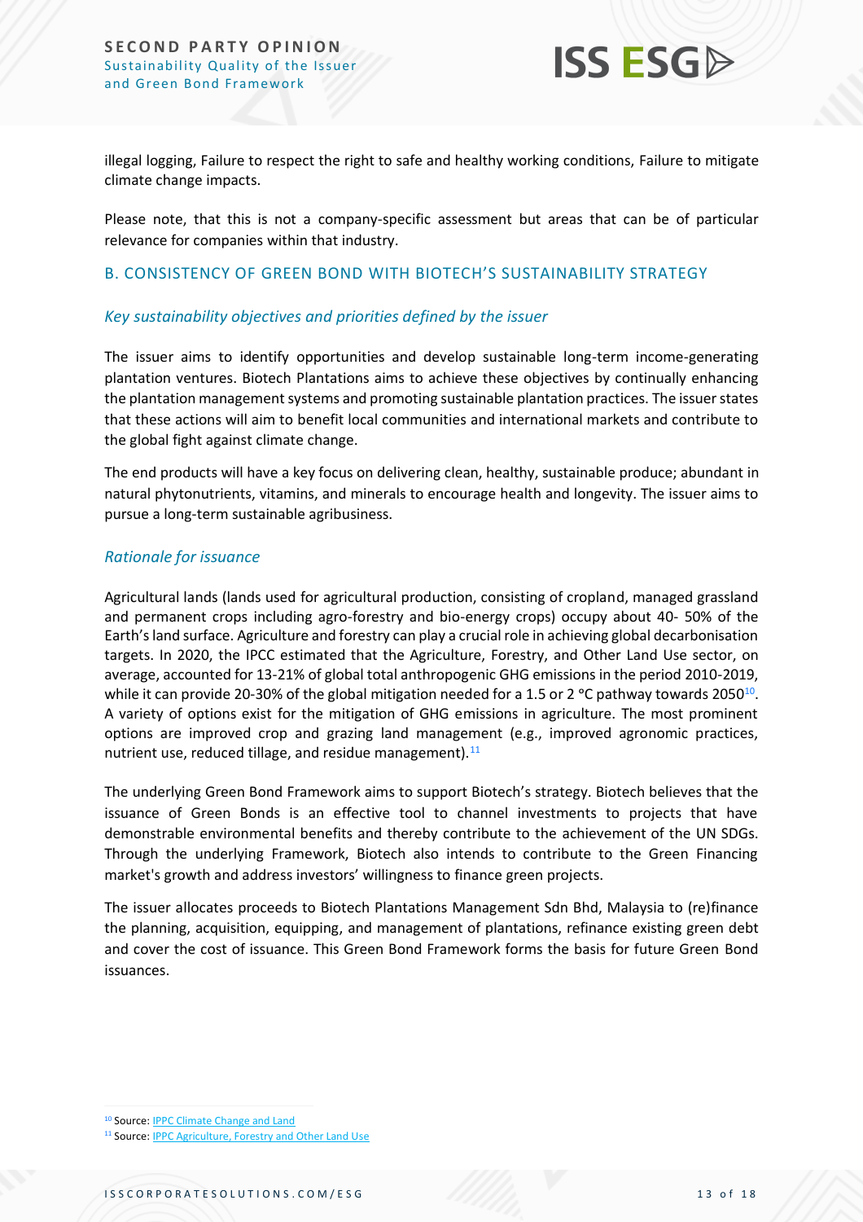illegal logging, Failure to respect the right to safe and healthy working conditions, Failure to mitigate climate change impacts.

Please note, that this is not a company-specific assessment but areas that can be of particular relevance for companies within that industry.

## B. CONSISTENCY OF GREEN BOND WITH BIOTECH'S SUSTAINABILITY STRATEGY

### *Key sustainability objectives and priorities defined by the issuer*

The issuer aims to identify opportunities and develop sustainable long-term income-generating plantation ventures. Biotech Plantations aims to achieve these objectives by continually enhancing the plantation management systems and promoting sustainable plantation practices. The issuer states that these actions will aim to benefit local communities and international markets and contribute to the global fight against climate change.

The end products will have a key focus on delivering clean, healthy, sustainable produce; abundant in natural phytonutrients, vitamins, and minerals to encourage health and longevity. The issuer aims to pursue a long-term sustainable agribusiness.

### *Rationale for issuance*

Agricultural lands (lands used for agricultural production, consisting of cropland, managed grassland and permanent crops including agro-forestry and bio-energy crops) occupy about 40- 50% of the Earth's land surface. Agriculture and forestry can play a crucial role in achieving global decarbonisation targets. In 2020, the IPCC estimated that the Agriculture, Forestry, and Other Land Use sector, on average, accounted for 13-21% of global total anthropogenic GHG emissions in the period 2010-2019, while it can provide 20-30% of the global mitigation needed for a 1.5 or 2 °C pathway towards 2050[10]. A variety of options exist for the mitigation of GHG emissions in agriculture. The most prominent options are improved crop and grazing land management (e.g., improved agronomic practices, nutrient use, reduced tillage, and residue management).[11]

The underlying Green Bond Framework aims to support Biotech's strategy. Biotech believes that the issuance of Green Bonds is an effective tool to channel investments to projects that have demonstrable environmental benefits and thereby contribute to the achievement of the UN SDGs. Through the underlying Framework, Biotech also intends to contribute to the Green Financing market's growth and address investors' willingness to finance green projects.

The issuer allocates proceeds to Biotech Plantations Management Sdn Bhd, Malaysia to (re)finance the planning, acquisition, equipping, and management of plantations, refinance existing green debt and cover the cost of issuance. This Green Bond Framework forms the basis for future Green Bond issuances.

[10] Source: IPPC Climate Change and Land

[11] Source: IPPC Agriculture, Forestry and Other Land Use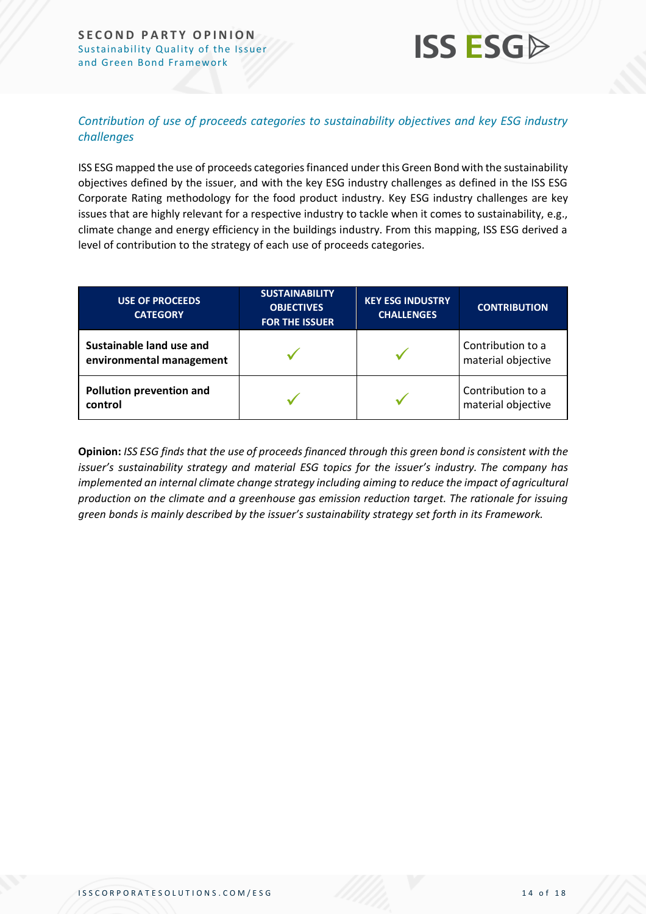*Contribution of use of proceeds categories to sustainability objectives and key ESG industry challenges*

ISS ESG mapped the use of proceeds categories financed under this Green Bond with the sustainability objectives defined by the issuer, and with the key ESG industry challenges as defined in the ISS ESG Corporate Rating methodology for the food product industry. Key ESG industry challenges are key issues that are highly relevant for a respective industry to tackle when it comes to sustainability, e.g., climate change and energy efficiency in the buildings industry. From this mapping, ISS ESG derived a level of contribution to the strategy of each use of proceeds categories.

| USE OF PROCEEDS CATEGORY | SUSTAINABILITY OBJECTIVES FOR THE ISSUER | KEY ESG INDUSTRY CHALLENGES | CONTRIBUTION |
|---|---|---|---|
| **Sustainable land use and environmental management** | ✓ | ✓ | Contribution to a material objective |
| **Pollution prevention and control** | ✓ | ✓ | Contribution to a material objective |

**Opinion:** *ISS ESG finds that the use of proceeds financed through this green bond is consistent with the issuer's sustainability strategy and material ESG topics for the issuer's industry. The company has implemented an internal climate change strategy including aiming to reduce the impact of agricultural production on the climate and a greenhouse gas emission reduction target. The rationale for issuing green bonds is mainly described by the issuer's sustainability strategy set forth in its Framework.*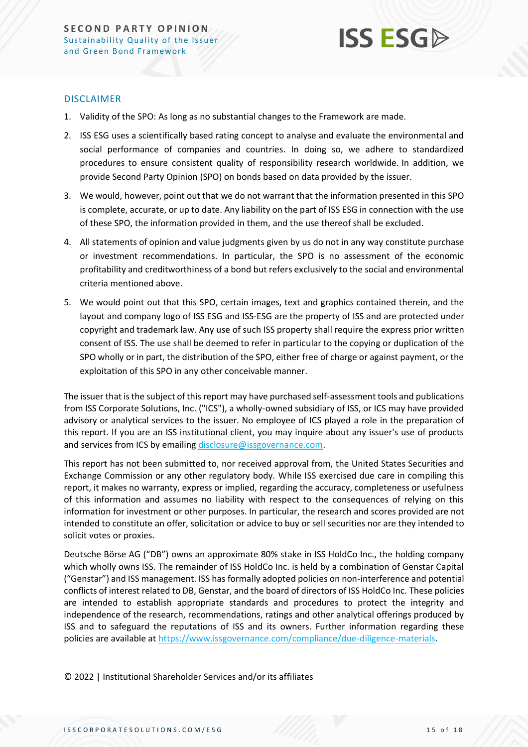## DISCLAIMER

1. Validity of the SPO: As long as no substantial changes to the Framework are made.
2. ISS ESG uses a scientifically based rating concept to analyse and evaluate the environmental and social performance of companies and countries. In doing so, we adhere to standardized procedures to ensure consistent quality of responsibility research worldwide. In addition, we provide Second Party Opinion (SPO) on bonds based on data provided by the issuer.
3. We would, however, point out that we do not warrant that the information presented in this SPO is complete, accurate, or up to date. Any liability on the part of ISS ESG in connection with the use of these SPO, the information provided in them, and the use thereof shall be excluded.
4. All statements of opinion and value judgments given by us do not in any way constitute purchase or investment recommendations. In particular, the SPO is no assessment of the economic profitability and creditworthiness of a bond but refers exclusively to the social and environmental criteria mentioned above.
5. We would point out that this SPO, certain images, text and graphics contained therein, and the layout and company logo of ISS ESG and ISS-ESG are the property of ISS and are protected under copyright and trademark law. Any use of such ISS property shall require the express prior written consent of ISS. The use shall be deemed to refer in particular to the copying or duplication of the SPO wholly or in part, the distribution of the SPO, either free of charge or against payment, or the exploitation of this SPO in any other conceivable manner.

The issuer that is the subject of this report may have purchased self-assessment tools and publications from ISS Corporate Solutions, Inc. ("ICS"), a wholly-owned subsidiary of ISS, or ICS may have provided advisory or analytical services to the issuer. No employee of ICS played a role in the preparation of this report. If you are an ISS institutional client, you may inquire about any issuer's use of products and services from ICS by emailing disclosure@issgovernance.com.

This report has not been submitted to, nor received approval from, the United States Securities and Exchange Commission or any other regulatory body. While ISS exercised due care in compiling this report, it makes no warranty, express or implied, regarding the accuracy, completeness or usefulness of this information and assumes no liability with respect to the consequences of relying on this information for investment or other purposes. In particular, the research and scores provided are not intended to constitute an offer, solicitation or advice to buy or sell securities nor are they intended to solicit votes or proxies.

Deutsche Börse AG ("DB") owns an approximate 80% stake in ISS HoldCo Inc., the holding company which wholly owns ISS. The remainder of ISS HoldCo Inc. is held by a combination of Genstar Capital ("Genstar") and ISS management. ISS has formally adopted policies on non-interference and potential conflicts of interest related to DB, Genstar, and the board of directors of ISS HoldCo Inc. These policies are intended to establish appropriate standards and procedures to protect the integrity and independence of the research, recommendations, ratings and other analytical offerings produced by ISS and to safeguard the reputations of ISS and its owners. Further information regarding these policies are available at https://www.issgovernance.com/compliance/due-diligence-materials.

© 2022 | Institutional Shareholder Services and/or its affiliates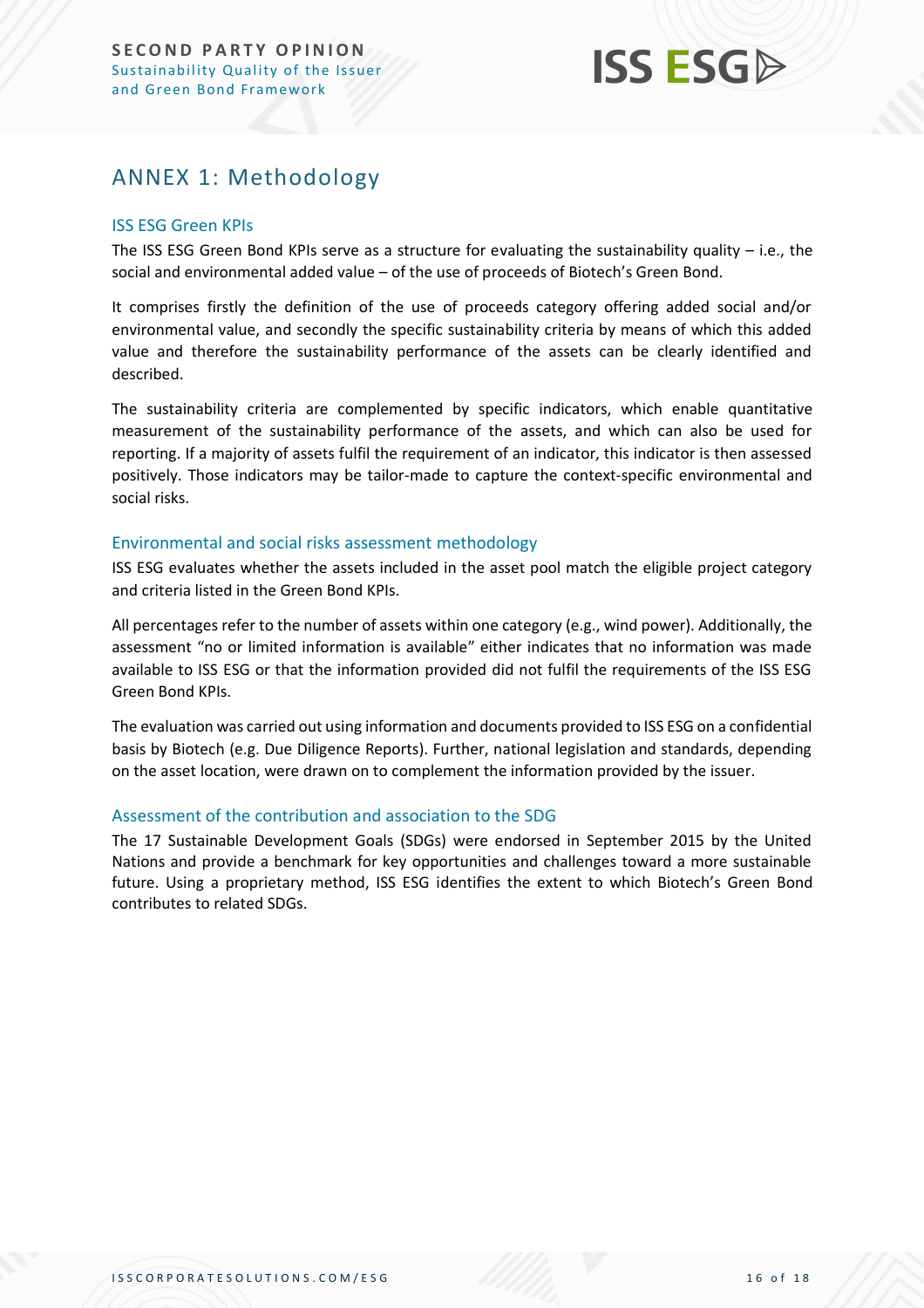## ANNEX 1: Methodology

### ISS ESG Green KPIs

The ISS ESG Green Bond KPIs serve as a structure for evaluating the sustainability quality – i.e., the social and environmental added value – of the use of proceeds of Biotech's Green Bond.

It comprises firstly the definition of the use of proceeds category offering added social and/or environmental value, and secondly the specific sustainability criteria by means of which this added value and therefore the sustainability performance of the assets can be clearly identified and described.

The sustainability criteria are complemented by specific indicators, which enable quantitative measurement of the sustainability performance of the assets, and which can also be used for reporting. If a majority of assets fulfil the requirement of an indicator, this indicator is then assessed positively. Those indicators may be tailor-made to capture the context-specific environmental and social risks.

### Environmental and social risks assessment methodology

ISS ESG evaluates whether the assets included in the asset pool match the eligible project category and criteria listed in the Green Bond KPIs.

All percentages refer to the number of assets within one category (e.g., wind power). Additionally, the assessment "no or limited information is available" either indicates that no information was made available to ISS ESG or that the information provided did not fulfil the requirements of the ISS ESG Green Bond KPIs.

The evaluation was carried out using information and documents provided to ISS ESG on a confidential basis by Biotech (e.g. Due Diligence Reports). Further, national legislation and standards, depending on the asset location, were drawn on to complement the information provided by the issuer.

### Assessment of the contribution and association to the SDG

The 17 Sustainable Development Goals (SDGs) were endorsed in September 2015 by the United Nations and provide a benchmark for key opportunities and challenges toward a more sustainable future. Using a proprietary method, ISS ESG identifies the extent to which Biotech's Green Bond contributes to related SDGs.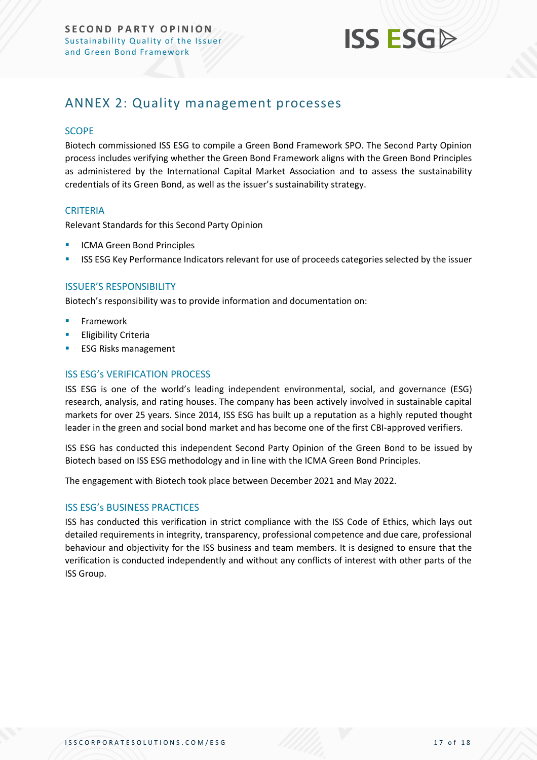## ANNEX 2: Quality management processes

### SCOPE

Biotech commissioned ISS ESG to compile a Green Bond Framework SPO. The Second Party Opinion process includes verifying whether the Green Bond Framework aligns with the Green Bond Principles as administered by the International Capital Market Association and to assess the sustainability credentials of its Green Bond, as well as the issuer's sustainability strategy.

### CRITERIA

Relevant Standards for this Second Party Opinion

- ICMA Green Bond Principles
- ISS ESG Key Performance Indicators relevant for use of proceeds categories selected by the issuer

### ISSUER'S RESPONSIBILITY

Biotech's responsibility was to provide information and documentation on:

- Framework
- Eligibility Criteria
- ESG Risks management

### ISS ESG's VERIFICATION PROCESS

ISS ESG is one of the world's leading independent environmental, social, and governance (ESG) research, analysis, and rating houses. The company has been actively involved in sustainable capital markets for over 25 years. Since 2014, ISS ESG has built up a reputation as a highly reputed thought leader in the green and social bond market and has become one of the first CBI-approved verifiers.

ISS ESG has conducted this independent Second Party Opinion of the Green Bond to be issued by Biotech based on ISS ESG methodology and in line with the ICMA Green Bond Principles.

The engagement with Biotech took place between December 2021 and May 2022.

### ISS ESG's BUSINESS PRACTICES

ISS has conducted this verification in strict compliance with the ISS Code of Ethics, which lays out detailed requirements in integrity, transparency, professional competence and due care, professional behaviour and objectivity for the ISS business and team members. It is designed to ensure that the verification is conducted independently and without any conflicts of interest with other parts of the ISS Group.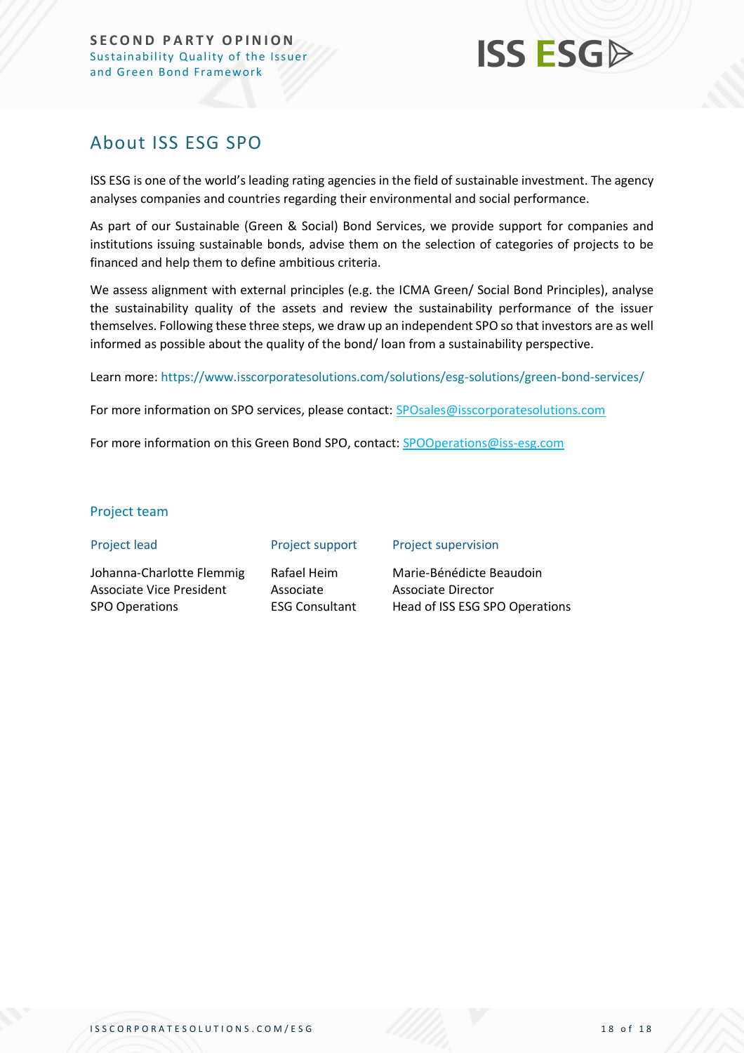## About ISS ESG SPO

ISS ESG is one of the world's leading rating agencies in the field of sustainable investment. The agency analyses companies and countries regarding their environmental and social performance.

As part of our Sustainable (Green & Social) Bond Services, we provide support for companies and institutions issuing sustainable bonds, advise them on the selection of categories of projects to be financed and help them to define ambitious criteria.

We assess alignment with external principles (e.g. the ICMA Green/ Social Bond Principles), analyse the sustainability quality of the assets and review the sustainability performance of the issuer themselves. Following these three steps, we draw up an independent SPO so that investors are as well informed as possible about the quality of the bond/ loan from a sustainability perspective.

Learn more: https://www.isscorporatesolutions.com/solutions/esg-solutions/green-bond-services/

For more information on SPO services, please contact: SPOsales@isscorporatesolutions.com

For more information on this Green Bond SPO, contact: SPOOperations@iss-esg.com

### Project team

| Project lead | Project support | Project supervision |
|---|---|---|
| Johanna-Charlotte Flemmig<br>Associate Vice President<br>SPO Operations | Rafael Heim<br>Associate<br>ESG Consultant | Marie-Bénédicte Beaudoin<br>Associate Director<br>Head of ISS ESG SPO Operations |